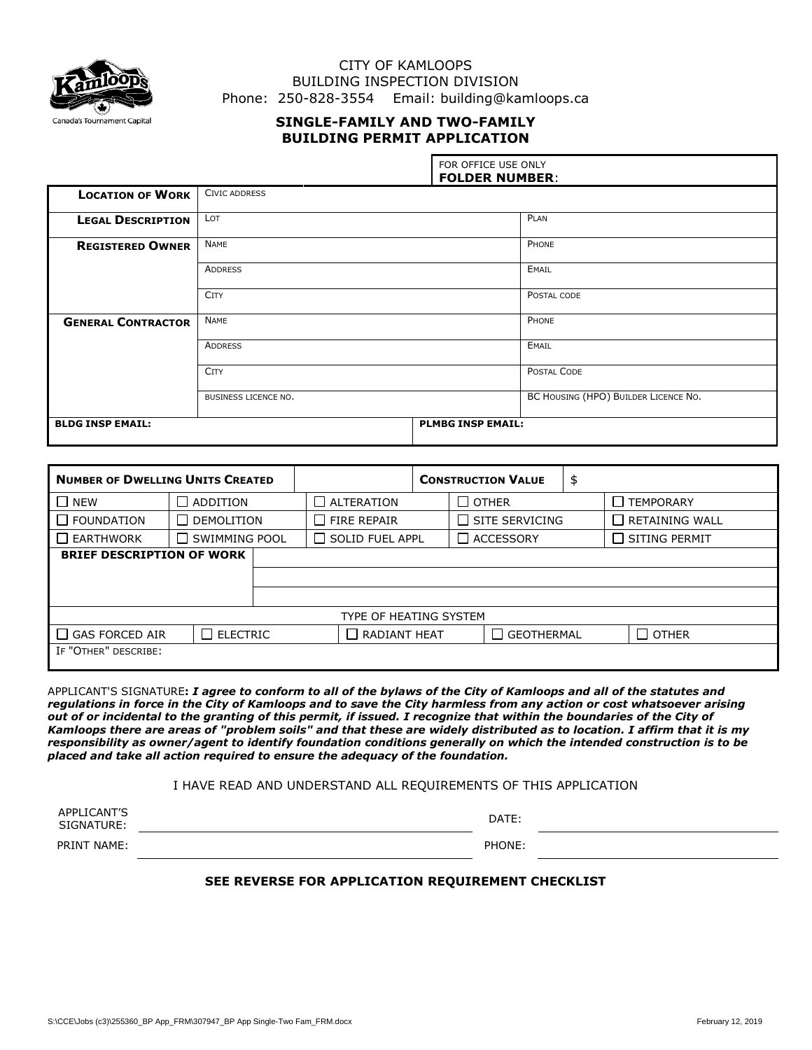CITY OF KAMLOOPS
BUILDING INSPECTION DIVISION
Phone: 250-828-3554 Email: building@kamloops.ca

## SINGLE-FAMILY AND TWO-FAMILY BUILDING PERMIT APPLICATION

| | | FOR OFFICE USE ONLY **FOLDER NUMBER**: |
|---|---|---|
| **LOCATION OF WORK** | CIVIC ADDRESS | |
| **LEGAL DESCRIPTION** | LOT | PLAN |
| **REGISTERED OWNER** | NAME | PHONE |
| | ADDRESS | EMAIL |
| | CITY | POSTAL CODE |
| **GENERAL CONTRACTOR** | NAME | PHONE |
| | ADDRESS | EMAIL |
| | CITY | POSTAL CODE |
| | BUSINESS LICENCE NO. | BC HOUSING (HPO) BUILDER LICENCE NO. |
| **BLDG INSP EMAIL:** | | **PLMBG INSP EMAIL:** |

| **NUMBER OF DWELLING UNITS CREATED** | | | **CONSTRUCTION VALUE** | $ |
|---|---|---|---|---|
| ☐ NEW | ☐ ADDITION | ☐ ALTERATION | ☐ OTHER | ☐ TEMPORARY |
| ☐ FOUNDATION | ☐ DEMOLITION | ☐ FIRE REPAIR | ☐ SITE SERVICING | ☐ RETAINING WALL |
| ☐ EARTHWORK | ☐ SWIMMING POOL | ☐ SOLID FUEL APPL | ☐ ACCESSORY | ☐ SITING PERMIT |
| **BRIEF DESCRIPTION OF WORK** | | | | |
| | | | | |
| | | | | |
| TYPE OF HEATING SYSTEM | | | | |
| ☐ GAS FORCED AIR | ☐ ELECTRIC | ☐ RADIANT HEAT | ☐ GEOTHERMAL | ☐ OTHER |
| IF "OTHER" DESCRIBE: | | | | |

APPLICANT'S SIGNATURE: ***I agree to conform to all of the bylaws of the City of Kamloops and all of the statutes and regulations in force in the City of Kamloops and to save the City harmless from any action or cost whatsoever arising out of or incidental to the granting of this permit, if issued. I recognize that within the boundaries of the City of Kamloops there are areas of "problem soils" and that these are widely distributed as to location. I affirm that it is my responsibility as owner/agent to identify foundation conditions generally on which the intended construction is to be placed and take all action required to ensure the adequacy of the foundation.***

I HAVE READ AND UNDERSTAND ALL REQUIREMENTS OF THIS APPLICATION

APPLICANT'S SIGNATURE: ______________________ DATE: ______________________

PRINT NAME: ______________________ PHONE: ______________________

**SEE REVERSE FOR APPLICATION REQUIREMENT CHECKLIST**

S:\CCE\Jobs (c3)\255360_BP App_FRM\307947_BP App Single-Two Fam_FRM.docx February 12, 2019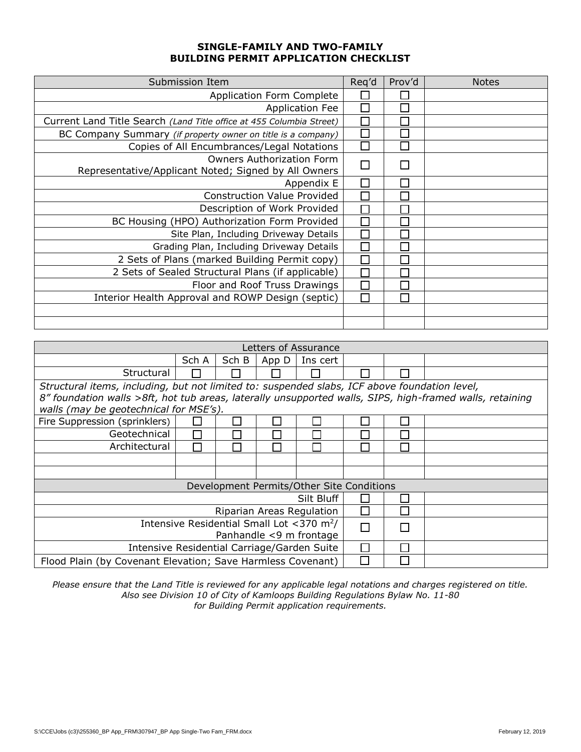**SINGLE-FAMILY AND TWO-FAMILY**
**BUILDING PERMIT APPLICATION CHECKLIST**

| Submission Item | Req'd | Prov'd | Notes |
|---|---|---|---|
| Application Form Complete | ☐ | ☐ | |
| Application Fee | ☐ | ☐ | |
| Current Land Title Search *(Land Title office at 455 Columbia Street)* | ☐ | ☐ | |
| BC Company Summary *(if property owner on title is a company)* | ☐ | ☐ | |
| Copies of All Encumbrances/Legal Notations | ☐ | ☐ | |
| Owners Authorization Form<br>Representative/Applicant Noted; Signed by All Owners | ☐ | ☐ | |
| Appendix E | ☐ | ☐ | |
| Construction Value Provided | ☐ | ☐ | |
| Description of Work Provided | ☐ | ☐ | |
| BC Housing (HPO) Authorization Form Provided | ☐ | ☐ | |
| Site Plan, Including Driveway Details | ☐ | ☐ | |
| Grading Plan, Including Driveway Details | ☐ | ☐ | |
| 2 Sets of Plans (marked Building Permit copy) | ☐ | ☐ | |
| 2 Sets of Sealed Structural Plans (if applicable) | ☐ | ☐ | |
| Floor and Roof Truss Drawings | ☐ | ☐ | |
| Interior Health Approval and ROWP Design (septic) | ☐ | ☐ | |
| | | | |
| | | | |

| Letters of Assurance | | | | | | | |
|---|---|---|---|---|---|---|---|
| | Sch A | Sch B | App D | Ins cert | | | |
| Structural | ☐ | ☐ | ☐ | ☐ | ☐ | ☐ | |
| *Structural items, including, but not limited to: suspended slabs, ICF above foundation level, 8" foundation walls >8ft, hot tub areas, laterally unsupported walls, SIPS, high-framed walls, retaining walls (may be geotechnical for MSE's).* | | | | | | | |
| Fire Suppression (sprinklers) | ☐ | ☐ | ☐ | ☐ | ☐ | ☐ | |
| Geotechnical | ☐ | ☐ | ☐ | ☐ | ☐ | ☐ | |
| Architectural | ☐ | ☐ | ☐ | ☐ | ☐ | ☐ | |
| | | | | | | | |
| | | | | | | | |

| Development Permits/Other Site Conditions | | | |
|---|---|---|---|
| Silt Bluff | ☐ | ☐ | |
| Riparian Areas Regulation | ☐ | ☐ | |
| Intensive Residential Small Lot <370 $m^2$/<br>Panhandle <9 m frontage | ☐ | ☐ | |
| Intensive Residential Carriage/Garden Suite | ☐ | ☐ | |
| Flood Plain (by Covenant Elevation; Save Harmless Covenant) | ☐ | ☐ | |

*Please ensure that the Land Title is reviewed for any applicable legal notations and charges registered on title.*
*Also see Division 10 of City of Kamloops Building Regulations Bylaw No. 11-80*
*for Building Permit application requirements.*